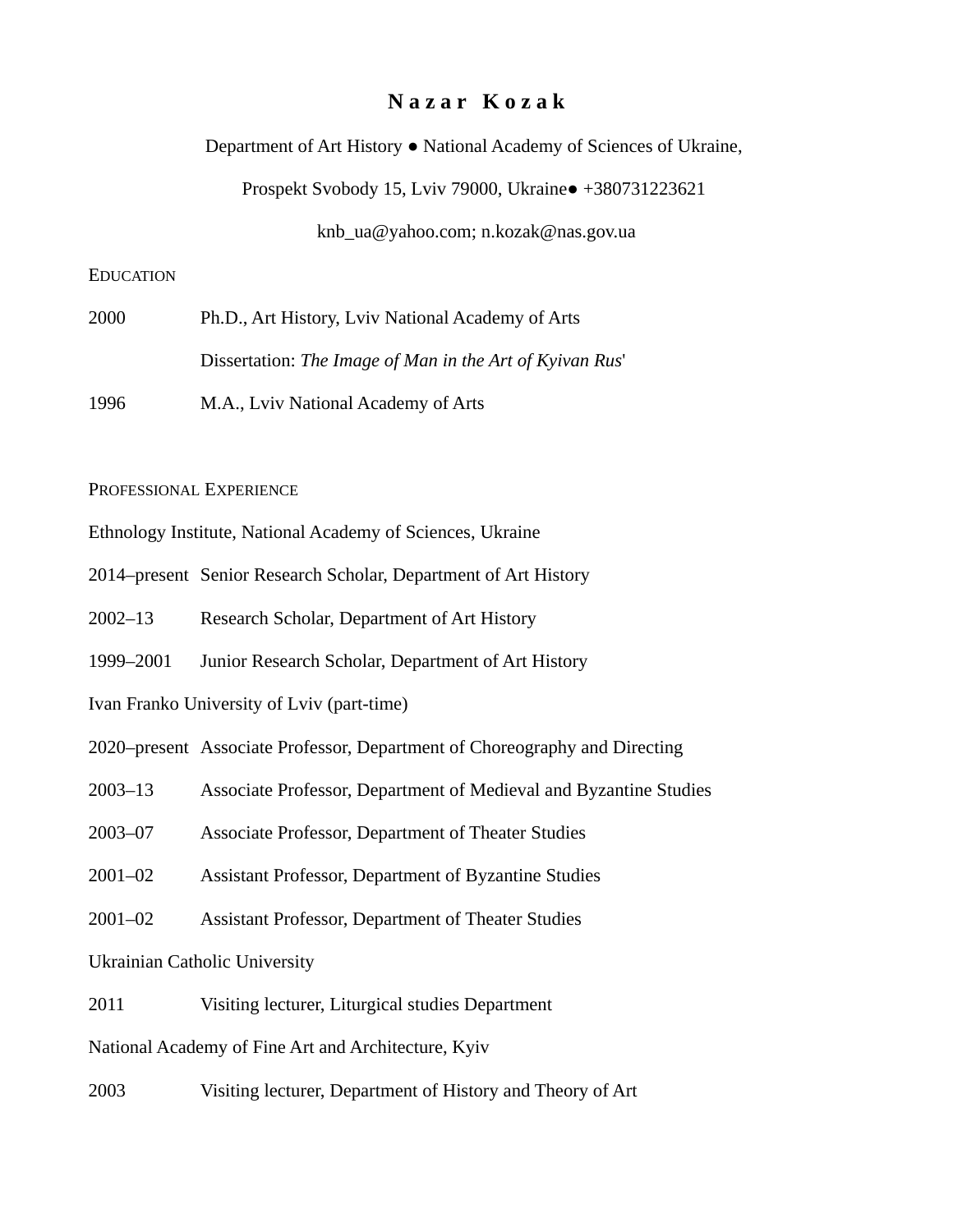# Nazar Kozak

Department of Art History ● National Academy of Sciences of Ukraine,

Prospekt Svobody 15, Lviv 79000, Ukraine● +380731223621

knb_ua@yahoo.com; n.kozak@nas.gov.ua

## Education

2000 Ph.D., Art History, Lviv National Academy of Arts

Dissertation: *The Image of Man in the Art of Kyivan Rus*'

1996 M.A., Lviv National Academy of Arts

## Professional Experience

Ethnology Institute, National Academy of Sciences, Ukraine

2014–present Senior Research Scholar, Department of Art History

2002–13 Research Scholar, Department of Art History

1999–2001 Junior Research Scholar, Department of Art History

Ivan Franko University of Lviv (part-time)

2020–present Associate Professor, Department of Choreography and Directing

2003–13 Associate Professor, Department of Medieval and Byzantine Studies

2003–07 Associate Professor, Department of Theater Studies

2001–02 Assistant Professor, Department of Byzantine Studies

2001–02 Assistant Professor, Department of Theater Studies

Ukrainian Catholic University

2011 Visiting lecturer, Liturgical studies Department

National Academy of Fine Art and Architecture, Kyiv

2003 Visiting lecturer, Department of History and Theory of Art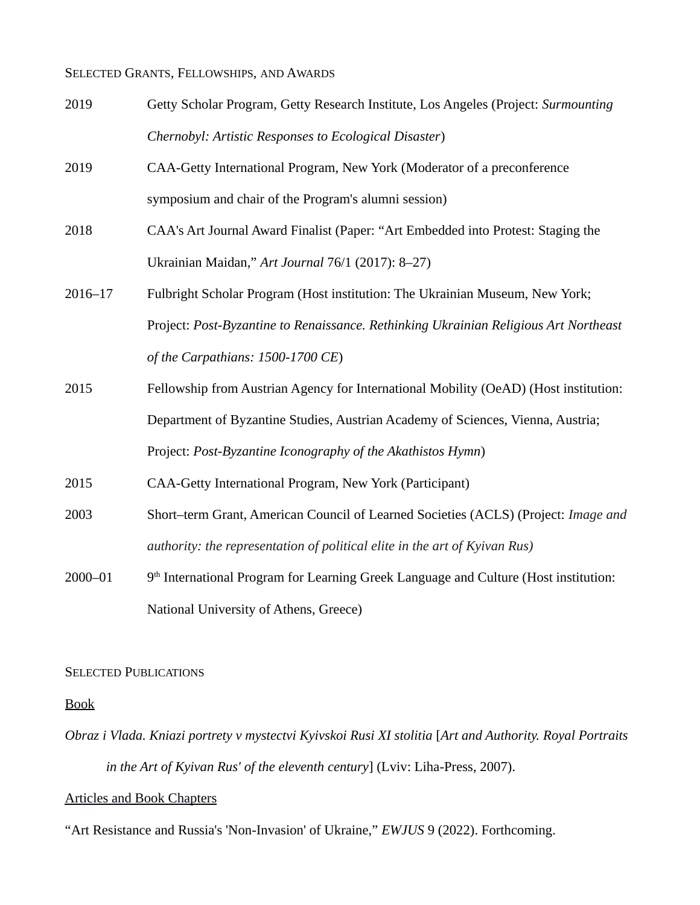## Selected Grants, Fellowships, and Awards

2019 Getty Scholar Program, Getty Research Institute, Los Angeles (Project: *Surmounting Chernobyl: Artistic Responses to Ecological Disaster*)

2019 CAA-Getty International Program, New York (Moderator of a preconference symposium and chair of the Program's alumni session)

2018 CAA's Art Journal Award Finalist (Paper: "Art Embedded into Protest: Staging the Ukrainian Maidan," *Art Journal* 76/1 (2017): 8–27)

2016–17 Fulbright Scholar Program (Host institution: The Ukrainian Museum, New York; Project: *Post-Byzantine to Renaissance. Rethinking Ukrainian Religious Art Northeast of the Carpathians: 1500-1700 CE*)

2015 Fellowship from Austrian Agency for International Mobility (OeAD) (Host institution: Department of Byzantine Studies, Austrian Academy of Sciences, Vienna, Austria; Project: *Post-Byzantine Iconography of the Akathistos Hymn*)

2015 CAA-Getty International Program, New York (Participant)

2003 Short–term Grant, American Council of Learned Societies (ACLS) (Project: *Image and authority: the representation of political elite in the art of Kyivan Rus)*

2000–01 9th International Program for Learning Greek Language and Culture (Host institution: National University of Athens, Greece)

## Selected Publications

### Book

*Obraz i Vlada. Kniazi portrety v mystectvi Kyivskoi Rusi XI stolitia* [*Art and Authority. Royal Portraits in the Art of Kyivan Rus' of the eleventh century*] (Lviv: Liha-Press, 2007).

### Articles and Book Chapters

"Art Resistance and Russia's 'Non-Invasion' of Ukraine," *EWJUS* 9 (2022). Forthcoming.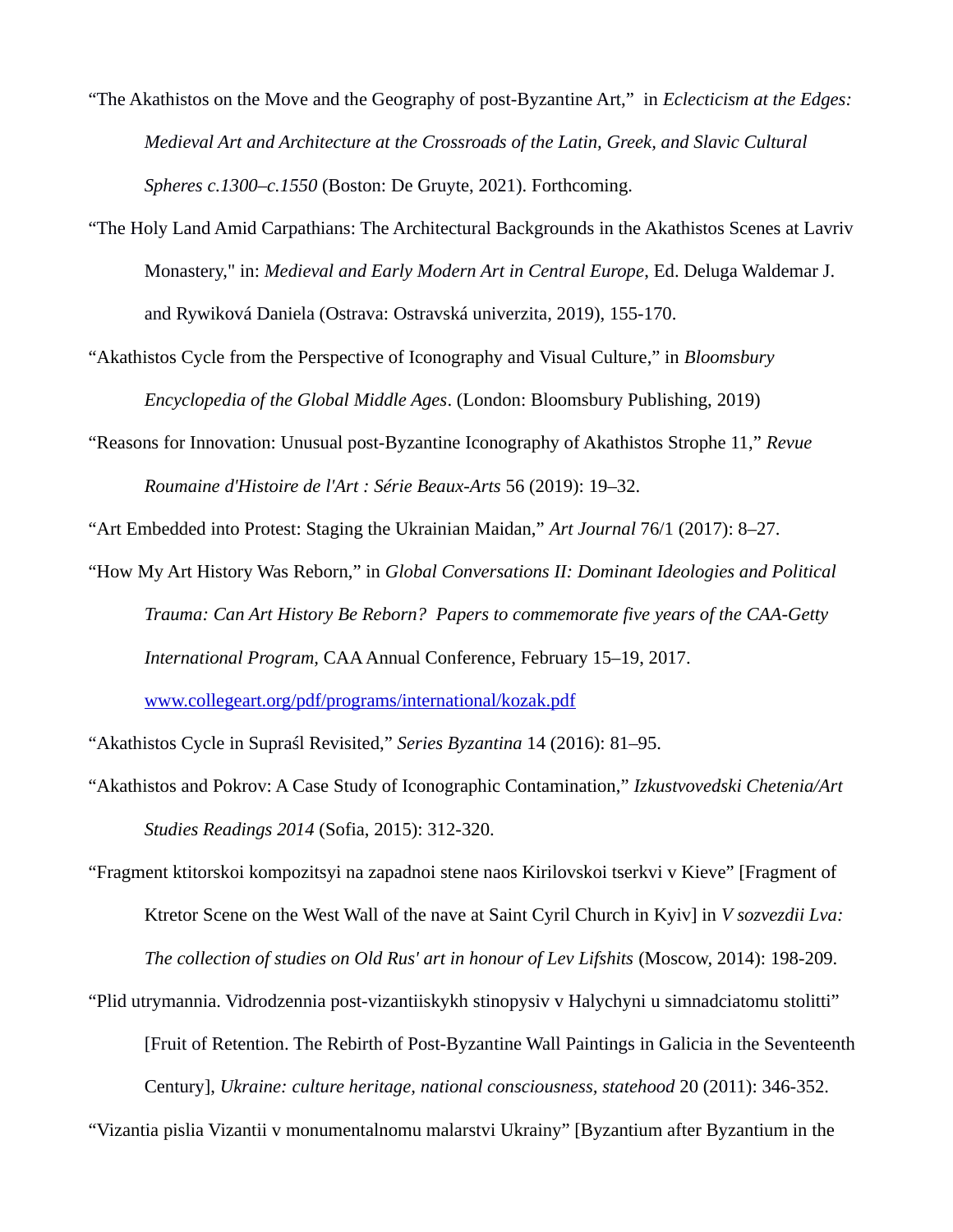"The Akathistos on the Move and the Geography of post-Byzantine Art," in *Eclecticism at the Edges: Medieval Art and Architecture at the Crossroads of the Latin, Greek, and Slavic Cultural Spheres c.1300–c.1550* (Boston: De Gruyte, 2021). Forthcoming.

"The Holy Land Amid Carpathians: The Architectural Backgrounds in the Akathistos Scenes at Lavriv Monastery," in: *Medieval and Early Modern Art in Central Europe*, Ed. Deluga Waldemar J. and Rywiková Daniela (Ostrava: Ostravská univerzita, 2019), 155-170.

"Akathistos Cycle from the Perspective of Iconography and Visual Culture," in *Bloomsbury Encyclopedia of the Global Middle Ages*. (London: Bloomsbury Publishing, 2019)

"Reasons for Innovation: Unusual post-Byzantine Iconography of Akathistos Strophe 11," *Revue Roumaine d'Histoire de l'Art : Série Beaux-Arts* 56 (2019): 19–32.

"Art Embedded into Protest: Staging the Ukrainian Maidan," *Art Journal* 76/1 (2017): 8–27.

"How My Art History Was Reborn," in *Global Conversations II: Dominant Ideologies and Political Trauma: Can Art History Be Reborn? Papers to commemorate five years of the CAA-Getty International Program,* CAA Annual Conference, February 15–19, 2017. [www.collegeart.org/pdf/programs/international/kozak.pdf](www.collegeart.org/pdf/programs/international/kozak.pdf)

"Akathistos Cycle in Supraśl Revisited," *Series Byzantina* 14 (2016): 81–95.

"Akathistos and Pokrov: A Case Study of Iconographic Contamination," *Izkustvovedski Chetenia/Art Studies Readings 2014* (Sofia, 2015): 312-320.

"Fragment ktitorskoi kompozitsyi na zapadnoi stene naos Kirilovskoi tserkvi v Kieve" [Fragment of Ktretor Scene on the West Wall of the nave at Saint Cyril Church in Kyiv] in *V sozvezdii Lva: The collection of studies on Old Rus' art in honour of Lev Lifshits* (Moscow, 2014): 198-209.

"Plid utrymannia. Vidrodzennia post-vizantiiskykh stinopysiv v Halychyni u simnadciatomu stolitti" [Fruit of Retention. The Rebirth of Post-Byzantine Wall Paintings in Galicia in the Seventeenth Century], *Ukraine: culture heritage, national consciousness, statehood* 20 (2011): 346-352.

"Vizantia pislia Vizantii v monumentalnomu malarstvi Ukrainy" [Byzantium after Byzantium in the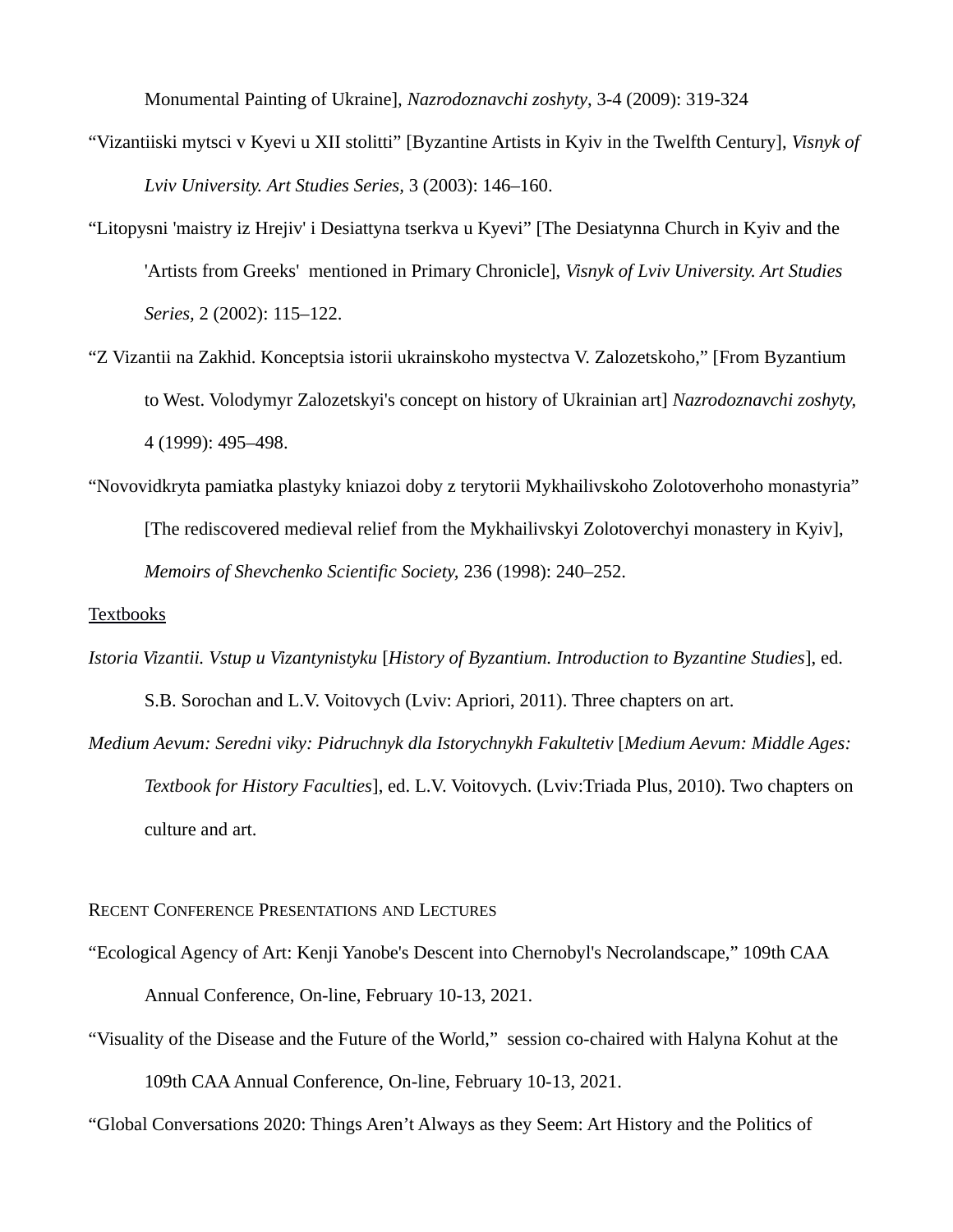Monumental Painting of Ukraine], *Nazrodoznavchi zoshyty*, 3-4 (2009): 319-324

"Vizantiiski mytsci v Kyevi u XII stolitti" [Byzantine Artists in Kyiv in the Twelfth Century], *Visnyk of Lviv University. Art Studies Series*, 3 (2003): 146–160.

"Litopysni 'maistry iz Hrejiv' i Desiattyna tserkva u Kyevi" [The Desiatynna Church in Kyiv and the 'Artists from Greeks' mentioned in Primary Chronicle], *Visnyk of Lviv University. Art Studies Series*, 2 (2002): 115–122.

"Z Vizantii na Zakhid. Konceptsia istorii ukrainskoho mystectva V. Zalozetskoho," [From Byzantium to West. Volodymyr Zalozetskyi's concept on history of Ukrainian art] *Nazrodoznavchi zoshyty*, 4 (1999): 495–498.

"Novovidkryta pamiatka plastyky kniazoi doby z terytorii Mykhailivskoho Zolotoverhoho monastyria" [The rediscovered medieval relief from the Mykhailivskyi Zolotoverchyi monastery in Kyiv], *Memoirs of Shevchenko Scientific Society*, 236 (1998): 240–252.

Textbooks

*Istoria Vizantii. Vstup u Vizantynistyku* [*History of Byzantium. Introduction to Byzantine Studies*], ed. S.B. Sorochan and L.V. Voitovych (Lviv: Apriori, 2011). Three chapters on art.

*Medium Aevum: Seredni viky: Pidruchnyk dla Istorychnykh Fakultetiv* [*Medium Aevum: Middle Ages: Textbook for History Faculties*], ed. L.V. Voitovych. (Lviv:Triada Plus, 2010). Two chapters on culture and art.

## Recent Conference Presentations and Lectures

"Ecological Agency of Art: Kenji Yanobe's Descent into Chernobyl's Necrolandscape," 109th CAA Annual Conference, On-line, February 10-13, 2021.

"Visuality of the Disease and the Future of the World," session co-chaired with Halyna Kohut at the 109th CAA Annual Conference, On-line, February 10-13, 2021.

"Global Conversations 2020: Things Aren't Always as they Seem: Art History and the Politics of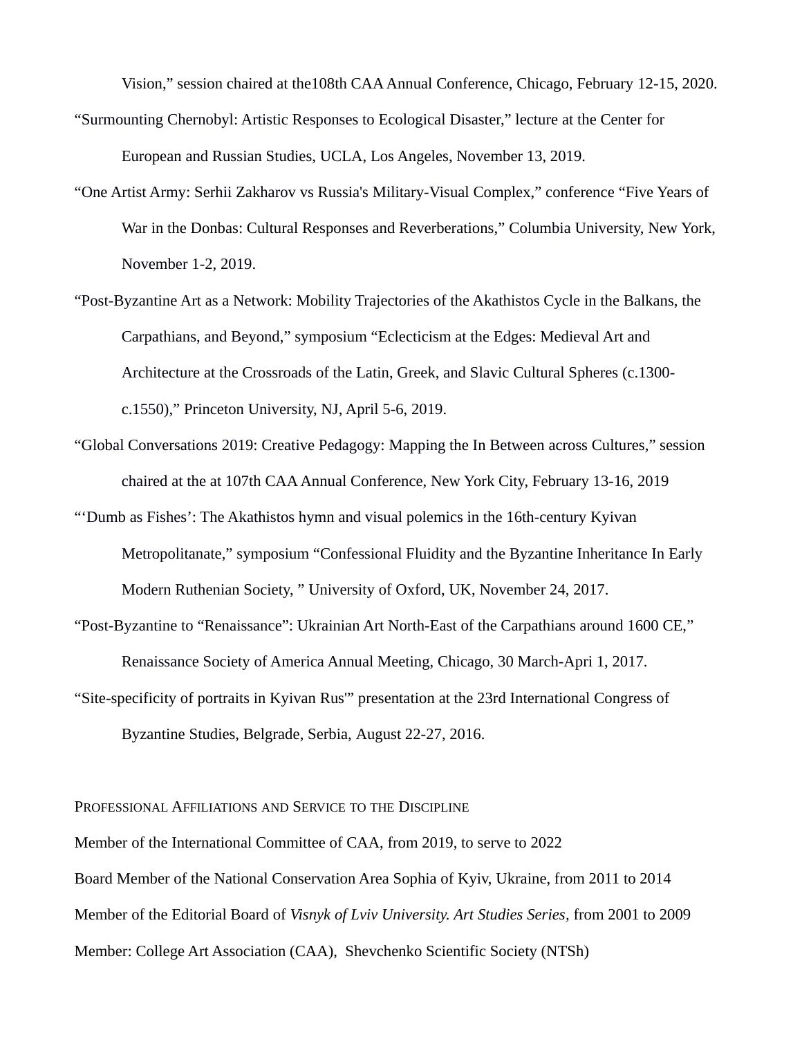Vision," session chaired at the108th CAA Annual Conference, Chicago, February 12-15, 2020.

"Surmounting Chernobyl: Artistic Responses to Ecological Disaster," lecture at the Center for European and Russian Studies, UCLA, Los Angeles, November 13, 2019.

"One Artist Army: Serhii Zakharov vs Russia's Military-Visual Complex," conference "Five Years of War in the Donbas: Cultural Responses and Reverberations," Columbia University, New York, November 1-2, 2019.

"Post-Byzantine Art as a Network: Mobility Trajectories of the Akathistos Cycle in the Balkans, the Carpathians, and Beyond," symposium "Eclecticism at the Edges: Medieval Art and Architecture at the Crossroads of the Latin, Greek, and Slavic Cultural Spheres (c.1300-c.1550)," Princeton University, NJ, April 5-6, 2019.

"Global Conversations 2019: Creative Pedagogy: Mapping the In Between across Cultures," session chaired at the at 107th CAA Annual Conference, New York City, February 13-16, 2019

"'Dumb as Fishes': The Akathistos hymn and visual polemics in the 16th-century Kyivan Metropolitanate," symposium "Confessional Fluidity and the Byzantine Inheritance In Early Modern Ruthenian Society, " University of Oxford, UK, November 24, 2017.

"Post-Byzantine to "Renaissance": Ukrainian Art North-East of the Carpathians around 1600 CE," Renaissance Society of America Annual Meeting, Chicago, 30 March-Apri 1, 2017.

"Site-specificity of portraits in Kyivan Rus'" presentation at the 23rd International Congress of Byzantine Studies, Belgrade, Serbia, August 22-27, 2016.

## Professional Affiliations and Service to the Discipline

Member of the International Committee of CAA, from 2019, to serve to 2022

Board Member of the National Conservation Area Sophia of Kyiv, Ukraine, from 2011 to 2014

Member of the Editorial Board of *Visnyk of Lviv University. Art Studies Series*, from 2001 to 2009

Member: College Art Association (CAA), Shevchenko Scientific Society (NTSh)